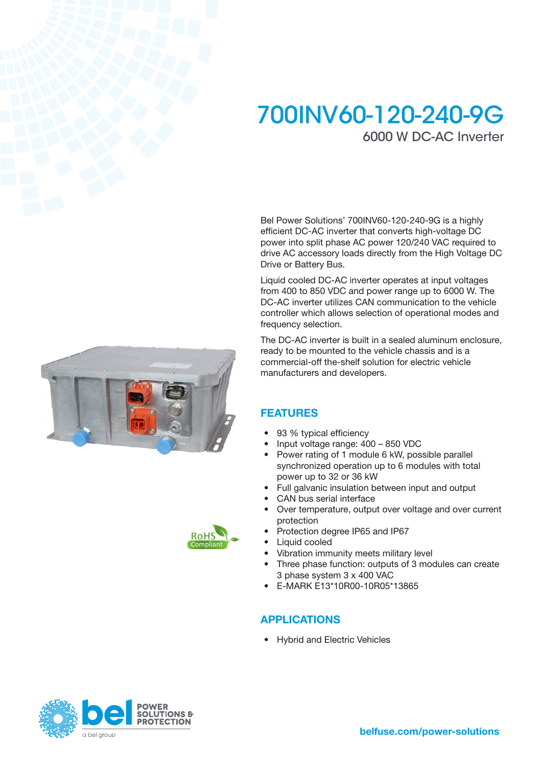# 700INV60-120-240-9G

## 6000 W DC-AC Inverter

Bel Power Solutions' 700INV60-120-240-9G is a highly efficient DC-AC inverter that converts high-voltage DC power into split phase AC power 120/240 VAC required to drive AC accessory loads directly from the High Voltage DC Drive or Battery Bus.

Liquid cooled DC-AC inverter operates at input voltages from 400 to 850 VDC and power range up to 6000 W. The DC-AC inverter utilizes CAN communication to the vehicle controller which allows selection of operational modes and frequency selection.

The DC-AC inverter is built in a sealed aluminum enclosure, ready to be mounted to the vehicle chassis and is a commercial-off the-shelf solution for electric vehicle manufacturers and developers.

RoHS Compliant

## FEATURES

- 93 % typical efficiency
- Input voltage range: 400 – 850 VDC
- Power rating of 1 module 6 kW, possible parallel synchronized operation up to 6 modules with total power up to 32 or 36 kW
- Full galvanic insulation between input and output
- CAN bus serial interface
- Over temperature, output over voltage and over current protection
- Protection degree IP65 and IP67
- Liquid cooled
- Vibration immunity meets military level
- Three phase function: outputs of 3 modules can create 3 phase system 3 x 400 VAC
- E-MARK E13*10R00-10R05*13865

## APPLICATIONS

- Hybrid and Electric Vehicles

bel POWER SOLUTIONS & PROTECTION
a bel group

belfuse.com/power-solutions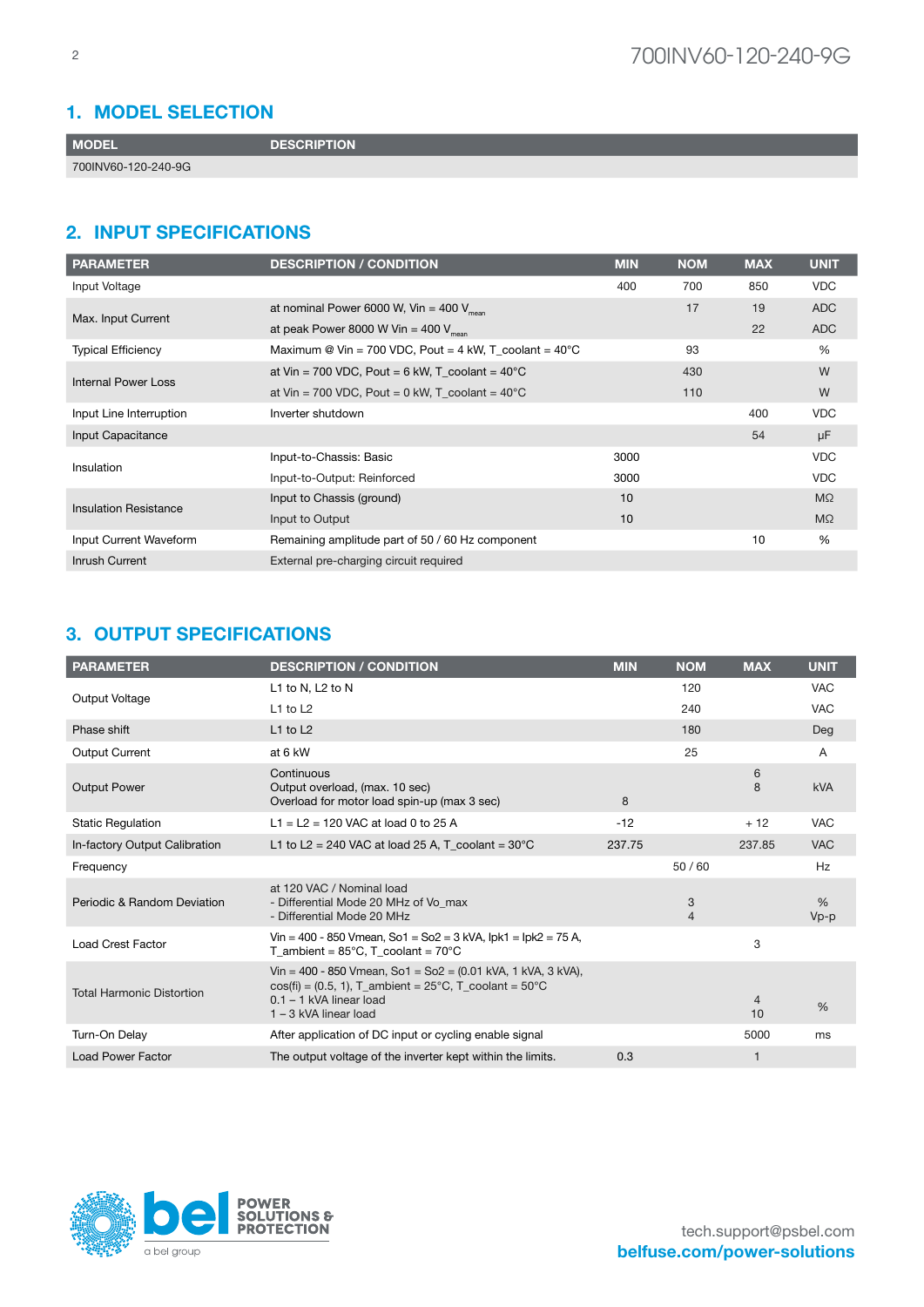## 1. MODEL SELECTION

| MODEL | DESCRIPTION |
|---|---|
| 700INV60-120-240-9G | |

## 2. INPUT SPECIFICATIONS

| PARAMETER | DESCRIPTION / CONDITION | MIN | NOM | MAX | UNIT |
|---|---|---|---|---|---|
| Input Voltage | | 400 | 700 | 850 | VDC |
| Max. Input Current | at nominal Power 6000 W, Vin = 400 $V_{mean}$ | | 17 | 19 | ADC |
| | at peak Power 8000 W Vin = 400 $V_{mean}$ | | | 22 | ADC |
| Typical Efficiency | Maximum @ Vin = 700 VDC, Pout = 4 kW, T_coolant = 40°C | | 93 | | % |
| Internal Power Loss | at Vin = 700 VDC, Pout = 6 kW, T_coolant = 40°C | | 430 | | W |
| | at Vin = 700 VDC, Pout = 0 kW, T_coolant = 40°C | | 110 | | W |
| Input Line Interruption | Inverter shutdown | | | 400 | VDC |
| Input Capacitance | | | | 54 | µF |
| Insulation | Input-to-Chassis: Basic | 3000 | | | VDC |
| | Input-to-Output: Reinforced | 3000 | | | VDC |
| Insulation Resistance | Input to Chassis (ground) | 10 | | | MΩ |
| | Input to Output | 10 | | | MΩ |
| Input Current Waveform | Remaining amplitude part of 50 / 60 Hz component | | | 10 | % |
| Inrush Current | External pre-charging circuit required | | | | |

## 3. OUTPUT SPECIFICATIONS

| PARAMETER | DESCRIPTION / CONDITION | MIN | NOM | MAX | UNIT |
|---|---|---|---|---|---|
| Output Voltage | L1 to N, L2 to N | | 120 | | VAC |
| | L1 to L2 | | 240 | | VAC |
| Phase shift | L1 to L2 | | 180 | | Deg |
| Output Current | at 6 kW | | 25 | | A |
| Output Power | Continuous<br>Output overload, (max. 10 sec)<br>Overload for motor load spin-up (max 3 sec) | 8 | | 6<br>8 | kVA |
| Static Regulation | L1 = L2 = 120 VAC at load 0 to 25 A | -12 | | + 12 | VAC |
| In-factory Output Calibration | L1 to L2 = 240 VAC at load 25 A, T_coolant = 30°C | 237.75 | | 237.85 | VAC |
| Frequency | | | 50 / 60 | | Hz |
| Periodic & Random Deviation | at 120 VAC / Nominal load<br>- Differential Mode 20 MHz of Vo_max<br>- Differential Mode 20 MHz | | 3<br>4 | | %<br>Vp-p |
| Load Crest Factor | Vin = 400 - 850 Vmean, So1 = So2 = 3 kVA, Ipk1 = Ipk2 = 75 A, T_ambient = 85°C, T_coolant = 70°C | | | 3 | |
| Total Harmonic Distortion | Vin = 400 - 850 Vmean, So1 = So2 = (0.01 kVA, 1 kVA, 3 kVA), cos(fi) = (0.5, 1), T_ambient = 25°C, T_coolant = 50°C<br>0.1 – 1 kVA linear load<br>1 – 3 kVA linear load | | | 4<br>10 | % |
| Turn-On Delay | After application of DC input or cycling enable signal | | | 5000 | ms |
| Load Power Factor | The output voltage of the inverter kept within the limits. | 0.3 | | 1 | |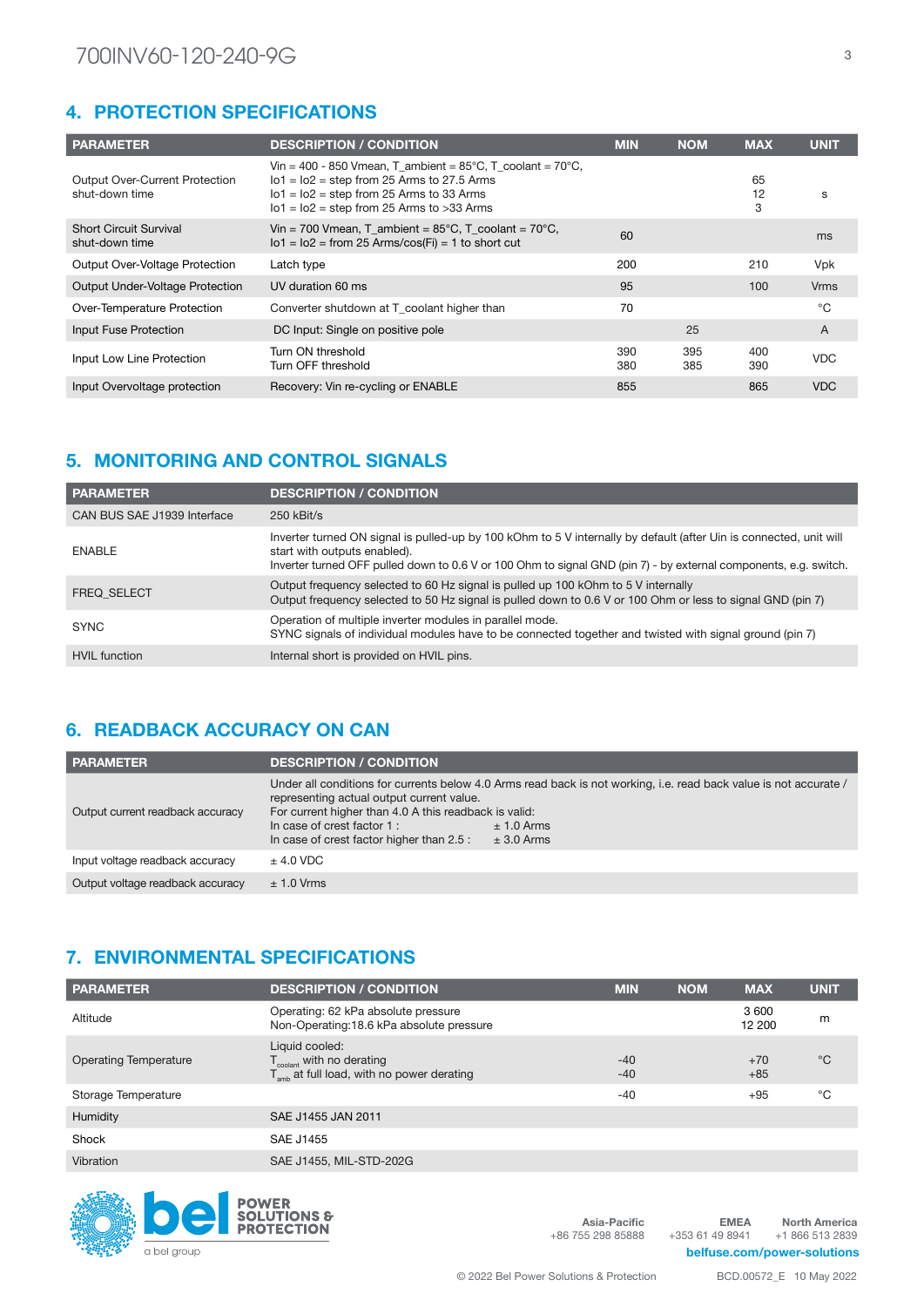## 4. PROTECTION SPECIFICATIONS

| PARAMETER | DESCRIPTION / CONDITION | MIN | NOM | MAX | UNIT |
|---|---|---|---|---|---|
| Output Over-Current Protection shut-down time | Vin = 400 - 850 Vmean, T_ambient = 85°C, T_coolant = 70°C,<br>Io1 = Io2 = step from 25 Arms to 27.5 Arms<br>Io1 = Io2 = step from 25 Arms to 33 Arms<br>Io1 = Io2 = step from 25 Arms to >33 Arms | | | 65<br>12<br>3 | s |
| Short Circuit Survival shut-down time | Vin = 700 Vmean, T_ambient = 85°C, T_coolant = 70°C,<br>Io1 = Io2 = from 25 Arms/cos(Fi) = 1 to short cut | 60 | | | ms |
| Output Over-Voltage Protection | Latch type | 200 | | 210 | Vpk |
| Output Under-Voltage Protection | UV duration 60 ms | 95 | | 100 | Vrms |
| Over-Temperature Protection | Converter shutdown at T_coolant higher than | 70 | | | °C |
| Input Fuse Protection | DC Input: Single on positive pole | | 25 | | A |
| Input Low Line Protection | Turn ON threshold<br>Turn OFF threshold | 390<br>380 | 395<br>385 | 400<br>390 | VDC |
| Input Overvoltage protection | Recovery: Vin re-cycling or ENABLE | 855 | | 865 | VDC |

## 5. MONITORING AND CONTROL SIGNALS

| PARAMETER | DESCRIPTION / CONDITION |
|---|---|
| CAN BUS SAE J1939 Interface | 250 kBit/s |
| ENABLE | Inverter turned ON signal is pulled-up by 100 kOhm to 5 V internally by default (after Uin is connected, unit will start with outputs enabled).<br>Inverter turned OFF pulled down to 0.6 V or 100 Ohm to signal GND (pin 7) - by external components, e.g. switch. |
| FREQ_SELECT | Output frequency selected to 60 Hz signal is pulled up 100 kOhm to 5 V internally<br>Output frequency selected to 50 Hz signal is pulled down to 0.6 V or 100 Ohm or less to signal GND (pin 7) |
| SYNC | Operation of multiple inverter modules in parallel mode.<br>SYNC signals of individual modules have to be connected together and twisted with signal ground (pin 7) |
| HVIL function | Internal short is provided on HVIL pins. |

## 6. READBACK ACCURACY ON CAN

| PARAMETER | DESCRIPTION / CONDITION |
|---|---|
| Output current readback accuracy | Under all conditions for currents below 4.0 Arms read back is not working, i.e. read back value is not accurate / representing actual output current value.<br>For current higher than 4.0 A this readback is valid:<br>In case of crest factor 1 : ± 1.0 Arms<br>In case of crest factor higher than 2.5 : ± 3.0 Arms |
| Input voltage readback accuracy | ± 4.0 VDC |
| Output voltage readback accuracy | ± 1.0 Vrms |

## 7. ENVIRONMENTAL SPECIFICATIONS

| PARAMETER | DESCRIPTION / CONDITION | MIN | NOM | MAX | UNIT |
|---|---|---|---|---|---|
| Altitude | Operating: 62 kPa absolute pressure<br>Non-Operating:18.6 kPa absolute pressure | | | 3 600<br>12 200 | m |
| Operating Temperature | Liquid cooled:<br>$T_{coolant}$ with no derating<br>$T_{amb}$ at full load, with no power derating | -40<br>-40 | | +70<br>+85 | °C |
| Storage Temperature | | -40 | | +95 | °C |
| Humidity | SAE J1455 JAN 2011 | | | | |
| Shock | SAE J1455 | | | | |
| Vibration | SAE J1455, MIL-STD-202G | | | | |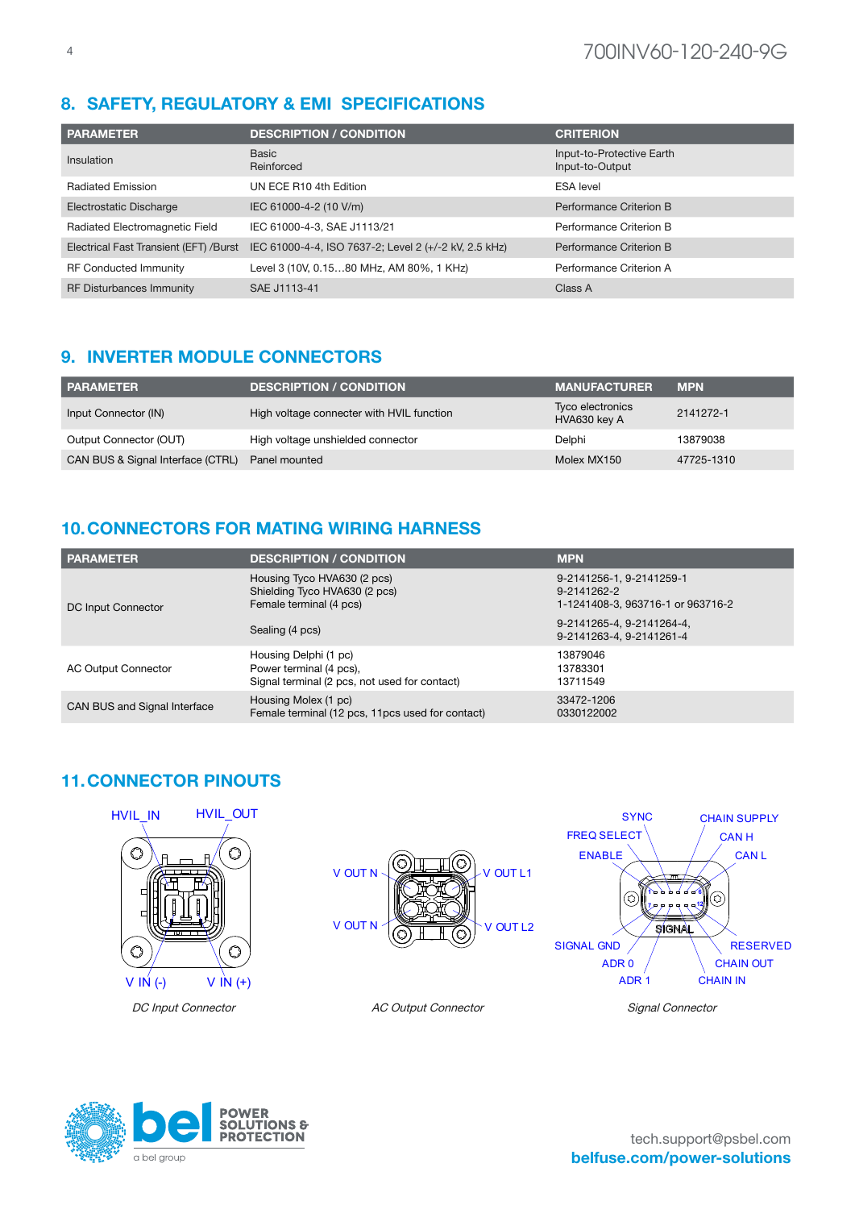## 8. SAFETY, REGULATORY & EMI SPECIFICATIONS

| PARAMETER | DESCRIPTION / CONDITION | CRITERION |
|---|---|---|
| Insulation | Basic<br>Reinforced | Input-to-Protective Earth<br>Input-to-Output |
| Radiated Emission | UN ECE R10 4th Edition | ESA level |
| Electrostatic Discharge | IEC 61000-4-2 (10 V/m) | Performance Criterion B |
| Radiated Electromagnetic Field | IEC 61000-4-3, SAE J1113/21 | Performance Criterion B |
| Electrical Fast Transient (EFT) /Burst | IEC 61000-4-4, ISO 7637-2; Level 2 (+/-2 kV, 2.5 kHz) | Performance Criterion B |
| RF Conducted Immunity | Level 3 (10V, 0.15…80 MHz, AM 80%, 1 KHz) | Performance Criterion A |
| RF Disturbances Immunity | SAE J1113-41 | Class A |

## 9. INVERTER MODULE CONNECTORS

| PARAMETER | DESCRIPTION / CONDITION | MANUFACTURER | MPN |
|---|---|---|---|
| Input Connector (IN) | High voltage connecter with HVIL function | Tyco electronics<br>HVA630 key A | 2141272-1 |
| Output Connector (OUT) | High voltage unshielded connector | Delphi | 13879038 |
| CAN BUS & Signal Interface (CTRL) | Panel mounted | Molex MX150 | 47725-1310 |

## 10. CONNECTORS FOR MATING WIRING HARNESS

| PARAMETER | DESCRIPTION / CONDITION | MPN |
|---|---|---|
| DC Input Connector | Housing Tyco HVA630 (2 pcs)<br>Shielding Tyco HVA630 (2 pcs)<br>Female terminal (4 pcs) | 9-2141256-1, 9-2141259-1<br>9-2141262-2<br>1-1241408-3, 963716-1 or 963716-2 |
| | Sealing (4 pcs) | 9-2141265-4, 9-2141264-4,<br>9-2141263-4, 9-2141261-4 |
| AC Output Connector | Housing Delphi (1 pc)<br>Power terminal (4 pcs),<br>Signal terminal (2 pcs, not used for contact) | 13879046<br>13783301<br>13711549 |
| CAN BUS and Signal Interface | Housing Molex (1 pc)<br>Female terminal (12 pcs, 11pcs used for contact) | 33472-1206<br>0330122002 |

## 11. CONNECTOR PINOUTS

HVIL_IN, HVIL_OUT, V IN (-), V IN (+)

*DC Input Connector*

V OUT N, V OUT L1, V OUT N, V OUT L2

*AC Output Connector*

SYNC, CHAIN SUPPLY, FREQ SELECT, CAN H, ENABLE, CAN L, SIGNAL, SIGNAL GND, RESERVED, ADR 0, CHAIN OUT, ADR 1, CHAIN IN

*Signal Connector*

tech.support@psbel.com
**belfuse.com/power-solutions**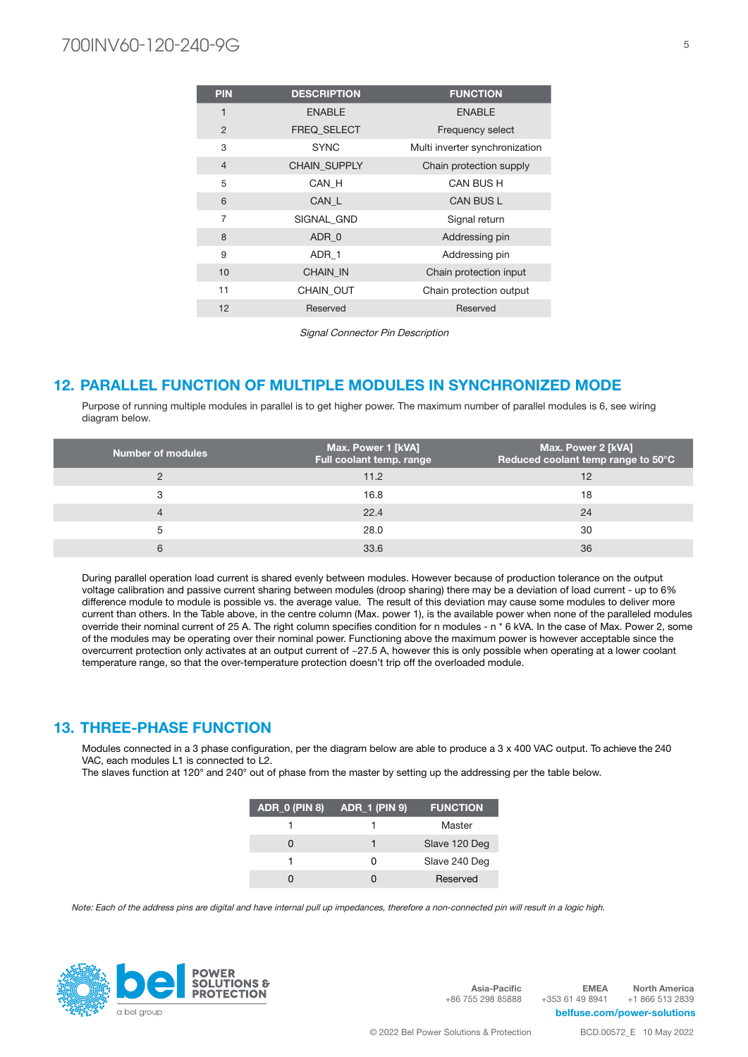| PIN | DESCRIPTION | FUNCTION |
|---|---|---|
| 1 | ENABLE | ENABLE |
| 2 | FREQ_SELECT | Frequency select |
| 3 | SYNC | Multi inverter synchronization |
| 4 | CHAIN_SUPPLY | Chain protection supply |
| 5 | CAN_H | CAN BUS H |
| 6 | CAN_L | CAN BUS L |
| 7 | SIGNAL_GND | Signal return |
| 8 | ADR_0 | Addressing pin |
| 9 | ADR_1 | Addressing pin |
| 10 | CHAIN_IN | Chain protection input |
| 11 | CHAIN_OUT | Chain protection output |
| 12 | Reserved | Reserved |

*Signal Connector Pin Description*

## 12. PARALLEL FUNCTION OF MULTIPLE MODULES IN SYNCHRONIZED MODE

Purpose of running multiple modules in parallel is to get higher power. The maximum number of parallel modules is 6, see wiring diagram below.

| Number of modules | Max. Power 1 [kVA] Full coolant temp. range | Max. Power 2 [kVA] Reduced coolant temp range to 50°C |
|---|---|---|
| 2 | 11.2 | 12 |
| 3 | 16.8 | 18 |
| 4 | 22.4 | 24 |
| 5 | 28.0 | 30 |
| 6 | 33.6 | 36 |

During parallel operation load current is shared evenly between modules. However because of production tolerance on the output voltage calibration and passive current sharing between modules (droop sharing) there may be a deviation of load current - up to 6% difference module to module is possible vs. the average value. The result of this deviation may cause some modules to deliver more current than others. In the Table above, in the centre column (Max. power 1), is the available power when none of the paralleled modules override their nominal current of 25 A. The right column specifies condition for n modules - n * 6 kVA. In the case of Max. Power 2, some of the modules may be operating over their nominal power. Functioning above the maximum power is however acceptable since the overcurrent protection only activates at an output current of ~27.5 A, however this is only possible when operating at a lower coolant temperature range, so that the over-temperature protection doesn't trip off the overloaded module.

## 13. THREE-PHASE FUNCTION

Modules connected in a 3 phase configuration, per the diagram below are able to produce a 3 x 400 VAC output. To achieve the 240 VAC, each modules L1 is connected to L2.
The slaves function at 120° and 240° out of phase from the master by setting up the addressing per the table below.

| ADR_0 (PIN 8) | ADR_1 (PIN 9) | FUNCTION |
|---|---|---|
| 1 | 1 | Master |
| 0 | 1 | Slave 120 Deg |
| 1 | 0 | Slave 240 Deg |
| 0 | 0 | Reserved |

*Note: Each of the address pins are digital and have internal pull up impedances, therefore a non-connected pin will result in a logic high.*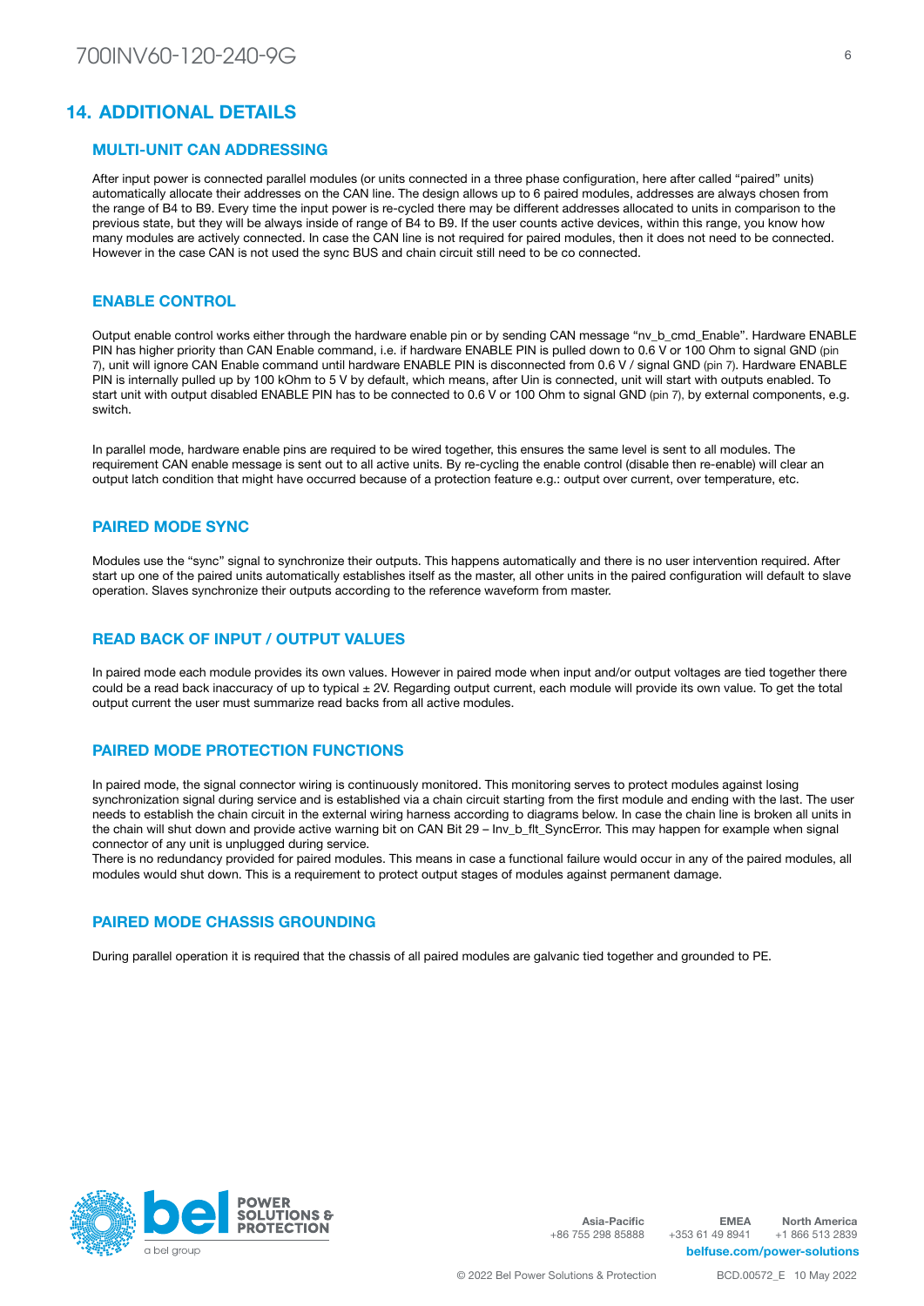## 14. ADDITIONAL DETAILS

### MULTI-UNIT CAN ADDRESSING

After input power is connected parallel modules (or units connected in a three phase configuration, here after called "paired" units) automatically allocate their addresses on the CAN line. The design allows up to 6 paired modules, addresses are always chosen from the range of B4 to B9. Every time the input power is re-cycled there may be different addresses allocated to units in comparison to the previous state, but they will be always inside of range of B4 to B9. If the user counts active devices, within this range, you know how many modules are actively connected. In case the CAN line is not required for paired modules, then it does not need to be connected. However in the case CAN is not used the sync BUS and chain circuit still need to be co connected.

### ENABLE CONTROL

Output enable control works either through the hardware enable pin or by sending CAN message "nv_b_cmd_Enable". Hardware ENABLE PIN has higher priority than CAN Enable command, i.e. if hardware ENABLE PIN is pulled down to 0.6 V or 100 Ohm to signal GND (pin 7), unit will ignore CAN Enable command until hardware ENABLE PIN is disconnected from 0.6 V / signal GND (pin 7). Hardware ENABLE PIN is internally pulled up by 100 kOhm to 5 V by default, which means, after Uin is connected, unit will start with outputs enabled. To start unit with output disabled ENABLE PIN has to be connected to 0.6 V or 100 Ohm to signal GND (pin 7), by external components, e.g. switch.

In parallel mode, hardware enable pins are required to be wired together, this ensures the same level is sent to all modules. The requirement CAN enable message is sent out to all active units. By re-cycling the enable control (disable then re-enable) will clear an output latch condition that might have occurred because of a protection feature e.g.: output over current, over temperature, etc.

### PAIRED MODE SYNC

Modules use the "sync" signal to synchronize their outputs. This happens automatically and there is no user intervention required. After start up one of the paired units automatically establishes itself as the master, all other units in the paired configuration will default to slave operation. Slaves synchronize their outputs according to the reference waveform from master.

### READ BACK OF INPUT / OUTPUT VALUES

In paired mode each module provides its own values. However in paired mode when input and/or output voltages are tied together there could be a read back inaccuracy of up to typical ± 2V. Regarding output current, each module will provide its own value. To get the total output current the user must summarize read backs from all active modules.

### PAIRED MODE PROTECTION FUNCTIONS

In paired mode, the signal connector wiring is continuously monitored. This monitoring serves to protect modules against losing synchronization signal during service and is established via a chain circuit starting from the first module and ending with the last. The user needs to establish the chain circuit in the external wiring harness according to diagrams below. In case the chain line is broken all units in the chain will shut down and provide active warning bit on CAN Bit 29 – Inv_b_flt_SyncError. This may happen for example when signal connector of any unit is unplugged during service.
There is no redundancy provided for paired modules. This means in case a functional failure would occur in any of the paired modules, all modules would shut down. This is a requirement to protect output stages of modules against permanent damage.

### PAIRED MODE CHASSIS GROUNDING

During parallel operation it is required that the chassis of all paired modules are galvanic tied together and grounded to PE.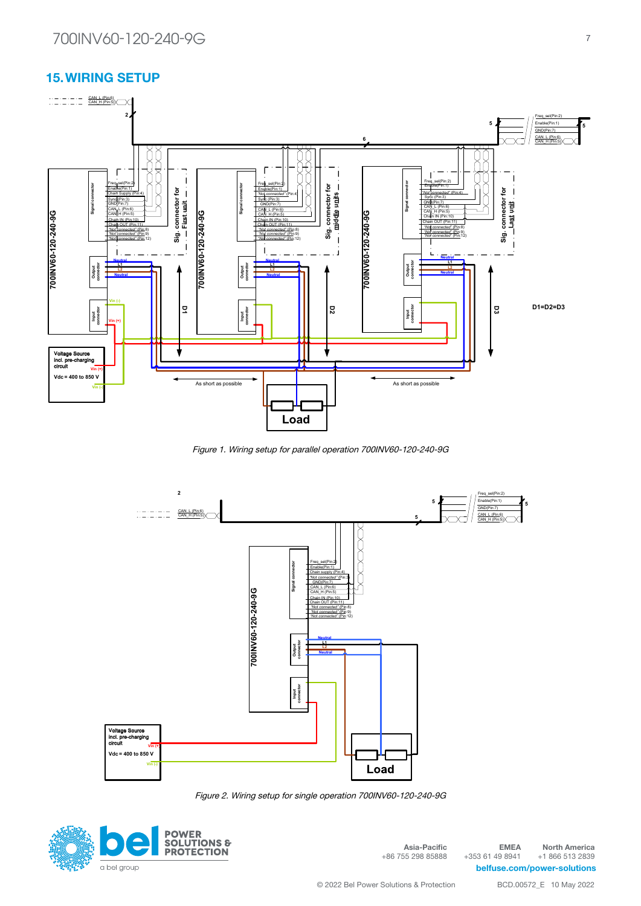## 15. WIRING SETUP

*Figure 1. Wiring setup for parallel operation 700INV60-120-240-9G*

*Figure 2. Wiring setup for single operation 700INV60-120-240-9G*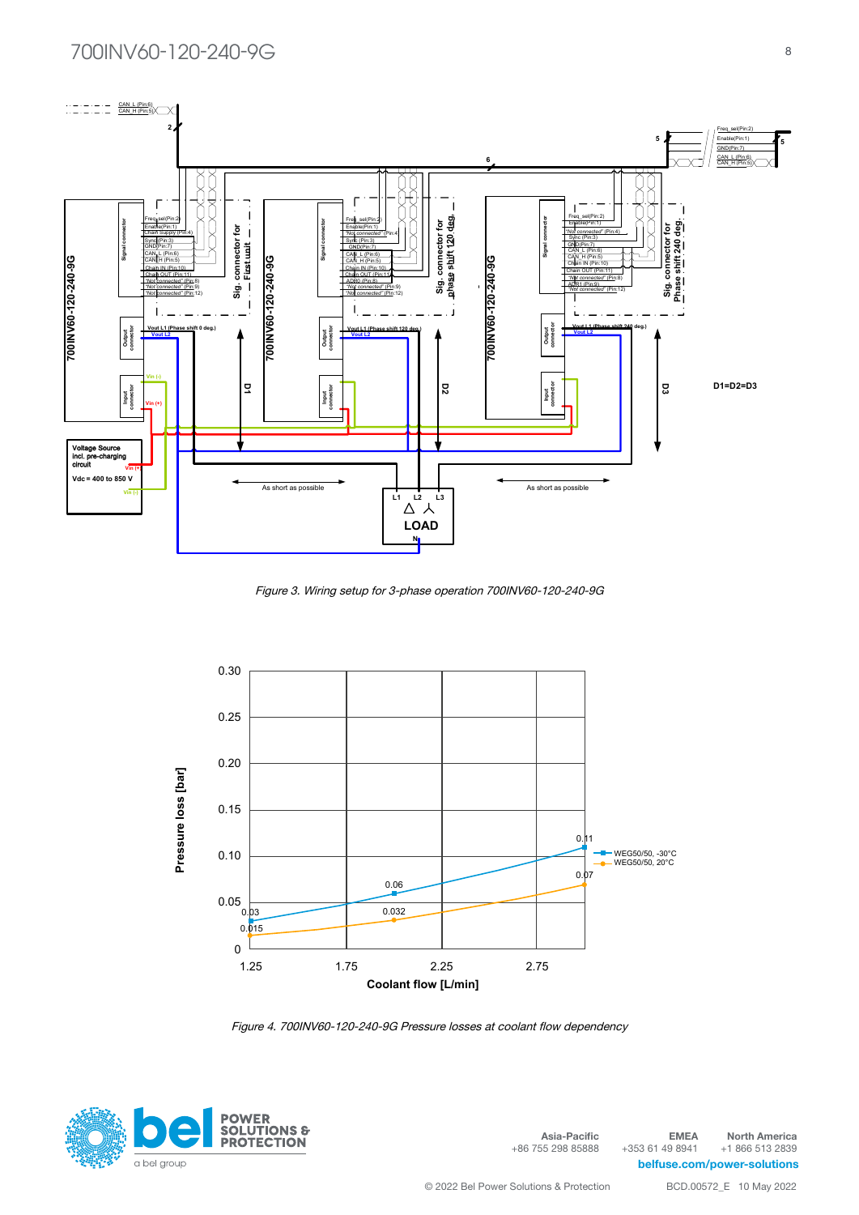Figure 3. Wiring setup for 3-phase operation 700INV60-120-240-9G

Figure 4. 700INV60-120-240-9G Pressure losses at coolant flow dependency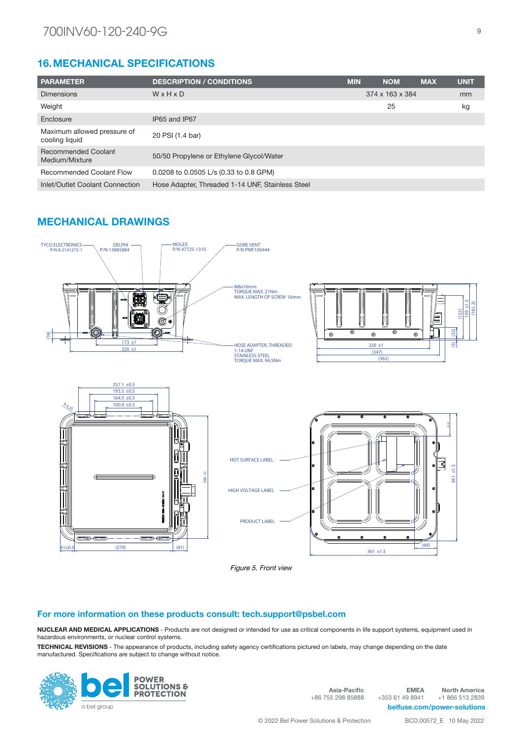## 16. MECHANICAL SPECIFICATIONS

| PARAMETER | DESCRIPTION / CONDITIONS | MIN | NOM | MAX | UNIT |
|---|---|---|---|---|---|
| Dimensions | W x H x D | | 374 x 163 x 384 | | mm |
| Weight | | | 25 | | kg |
| Enclosure | IP65 and IP67 | | | | |
| Maximum allowed pressure of cooling liquid | 20 PSI (1.4 bar) | | | | |
| Recommended Coolant Medium/Mixture | 50/50 Propylene or Ethylene Glycol/Water | | | | |
| Recommended Coolant Flow | 0.0208 to 0.0505 L/s (0.33 to 0.8 GPM) | | | | |
| Inlet/Outlet Coolant Connection | Hose Adapter, Threaded 1-14 UNF, Stainless Steel | | | | |

## MECHANICAL DRAWINGS

TYCO ELECTRONICS P/N 8-2141272-1
DELPHI P/N 13885884
MOLEX P/N 47725-1310
GORE VENT P/N PMF100444
M8x16mm TORQUE MAX. 21Nm MAX. LENGTH OF SCREW 16mm
HOSE ADAPTER, THREADED 1-14 UNF STAINLESS STEEL TORQUE MAX. 94,5Nm
(16)
173 ±1
320 ±1
320 ±1
(347)
(362)
(122)
159 ±1.5
(161.2)
(32)
(5)
257.1 ±0.5
193.5 ±0.5
164.5 ±0.5
100.9 ±0.5
R 4.25
348 ±1
41±0.5
(279)
(41)
HOT SURFACE LABEL
HIGH VOLTAGE LABEL
PRODUCT LABEL
361 ±1.5
(64)
361 ±1.5

*Figure 5. Front view*

**For more information on these products consult: tech.support@psbel.com**

**NUCLEAR AND MEDICAL APPLICATIONS** - Products are not designed or intended for use as critical components in life support systems, equipment used in hazardous environments, or nuclear control systems.

**TECHNICAL REVISIONS** - The appearance of products, including safety agency certifications pictured on labels, may change depending on the date manufactured. Specifications are subject to change without notice.

Asia-Pacific +86 755 298 85888
EMEA +353 61 49 8941
North America +1 866 513 2839
belfuse.com/power-solutions

© 2022 Bel Power Solutions & Protection BCD.00572_E 10 May 2022